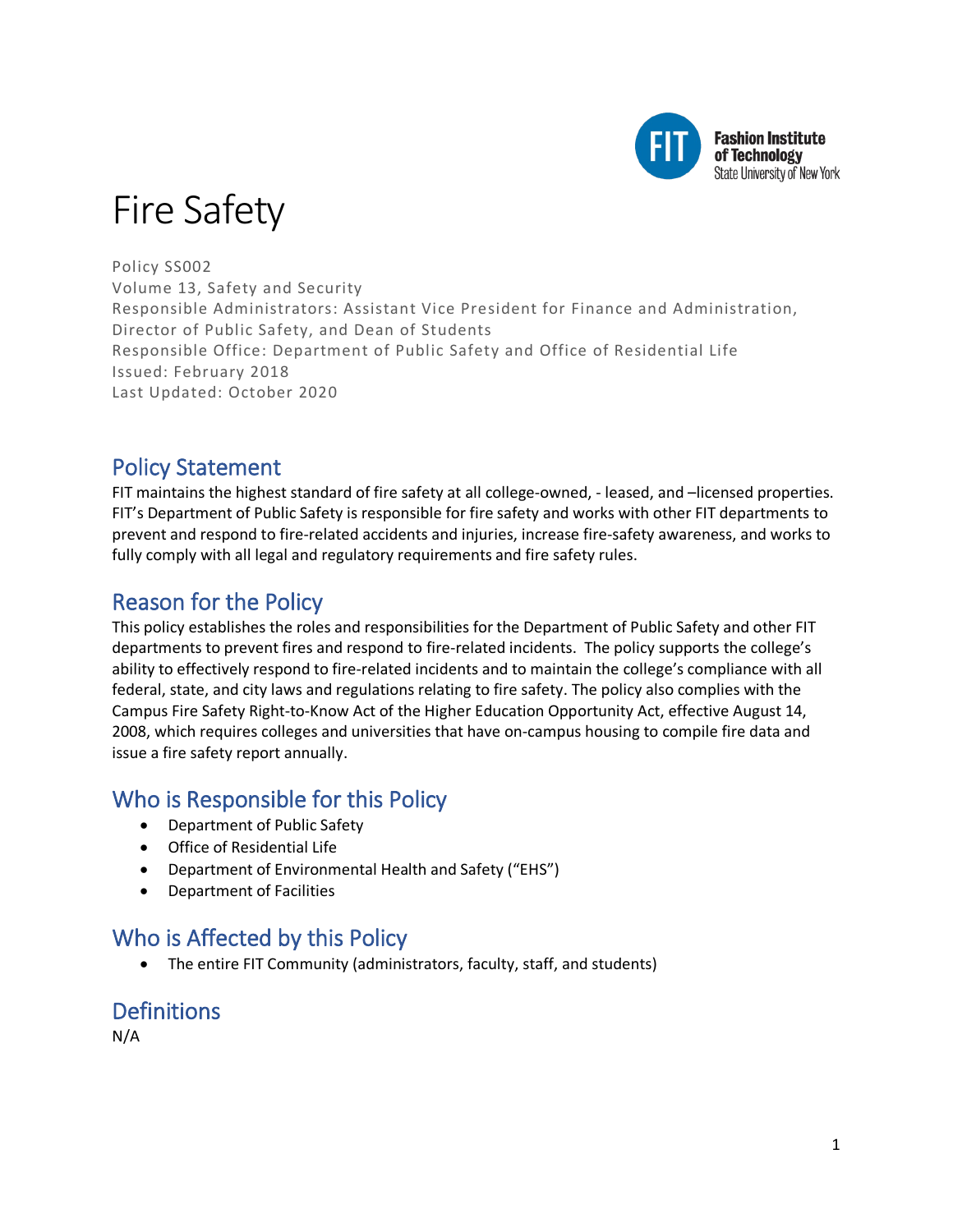# Fire Safety

Policy SS002
Volume 13, Safety and Security
Responsible Administrators: Assistant Vice President for Finance and Administration, Director of Public Safety, and Dean of Students
Responsible Office: Department of Public Safety and Office of Residential Life
Issued: February 2018
Last Updated: October 2020

## Policy Statement

FIT maintains the highest standard of fire safety at all college-owned, - leased, and –licensed properties. FIT's Department of Public Safety is responsible for fire safety and works with other FIT departments to prevent and respond to fire-related accidents and injuries, increase fire-safety awareness, and works to fully comply with all legal and regulatory requirements and fire safety rules.

## Reason for the Policy

This policy establishes the roles and responsibilities for the Department of Public Safety and other FIT departments to prevent fires and respond to fire-related incidents. The policy supports the college's ability to effectively respond to fire-related incidents and to maintain the college's compliance with all federal, state, and city laws and regulations relating to fire safety. The policy also complies with the Campus Fire Safety Right-to-Know Act of the Higher Education Opportunity Act, effective August 14, 2008, which requires colleges and universities that have on-campus housing to compile fire data and issue a fire safety report annually.

## Who is Responsible for this Policy

- Department of Public Safety
- Office of Residential Life
- Department of Environmental Health and Safety ("EHS")
- Department of Facilities

## Who is Affected by this Policy

- The entire FIT Community (administrators, faculty, staff, and students)

## Definitions

N/A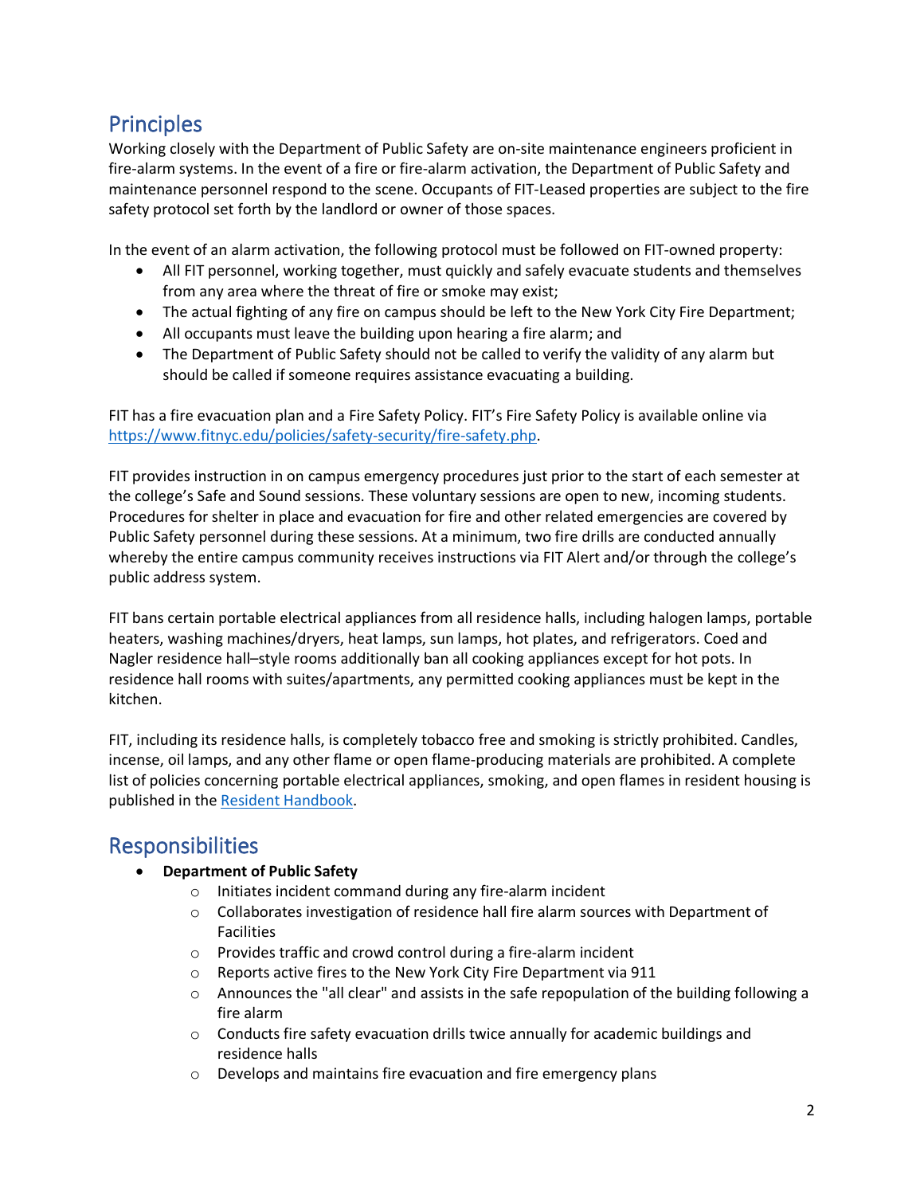## Principles

Working closely with the Department of Public Safety are on-site maintenance engineers proficient in fire-alarm systems. In the event of a fire or fire-alarm activation, the Department of Public Safety and maintenance personnel respond to the scene. Occupants of FIT-Leased properties are subject to the fire safety protocol set forth by the landlord or owner of those spaces.

In the event of an alarm activation, the following protocol must be followed on FIT-owned property:

- All FIT personnel, working together, must quickly and safely evacuate students and themselves from any area where the threat of fire or smoke may exist;
- The actual fighting of any fire on campus should be left to the New York City Fire Department;
- All occupants must leave the building upon hearing a fire alarm; and
- The Department of Public Safety should not be called to verify the validity of any alarm but should be called if someone requires assistance evacuating a building.

FIT has a fire evacuation plan and a Fire Safety Policy. FIT's Fire Safety Policy is available online via [https://www.fitnyc.edu/policies/safety-security/fire-safety.php](https://www.fitnyc.edu/policies/safety-security/fire-safety.php).

FIT provides instruction in on campus emergency procedures just prior to the start of each semester at the college's Safe and Sound sessions. These voluntary sessions are open to new, incoming students. Procedures for shelter in place and evacuation for fire and other related emergencies are covered by Public Safety personnel during these sessions. At a minimum, two fire drills are conducted annually whereby the entire campus community receives instructions via FIT Alert and/or through the college's public address system.

FIT bans certain portable electrical appliances from all residence halls, including halogen lamps, portable heaters, washing machines/dryers, heat lamps, sun lamps, hot plates, and refrigerators. Coed and Nagler residence hall–style rooms additionally ban all cooking appliances except for hot pots. In residence hall rooms with suites/apartments, any permitted cooking appliances must be kept in the kitchen.

FIT, including its residence halls, is completely tobacco free and smoking is strictly prohibited. Candles, incense, oil lamps, and any other flame or open flame-producing materials are prohibited. A complete list of policies concerning portable electrical appliances, smoking, and open flames in resident housing is published in the [Resident Handbook](Resident Handbook).

## Responsibilities

- **Department of Public Safety**
  - Initiates incident command during any fire-alarm incident
  - Collaborates investigation of residence hall fire alarm sources with Department of Facilities
  - Provides traffic and crowd control during a fire-alarm incident
  - Reports active fires to the New York City Fire Department via 911
  - Announces the "all clear" and assists in the safe repopulation of the building following a fire alarm
  - Conducts fire safety evacuation drills twice annually for academic buildings and residence halls
  - Develops and maintains fire evacuation and fire emergency plans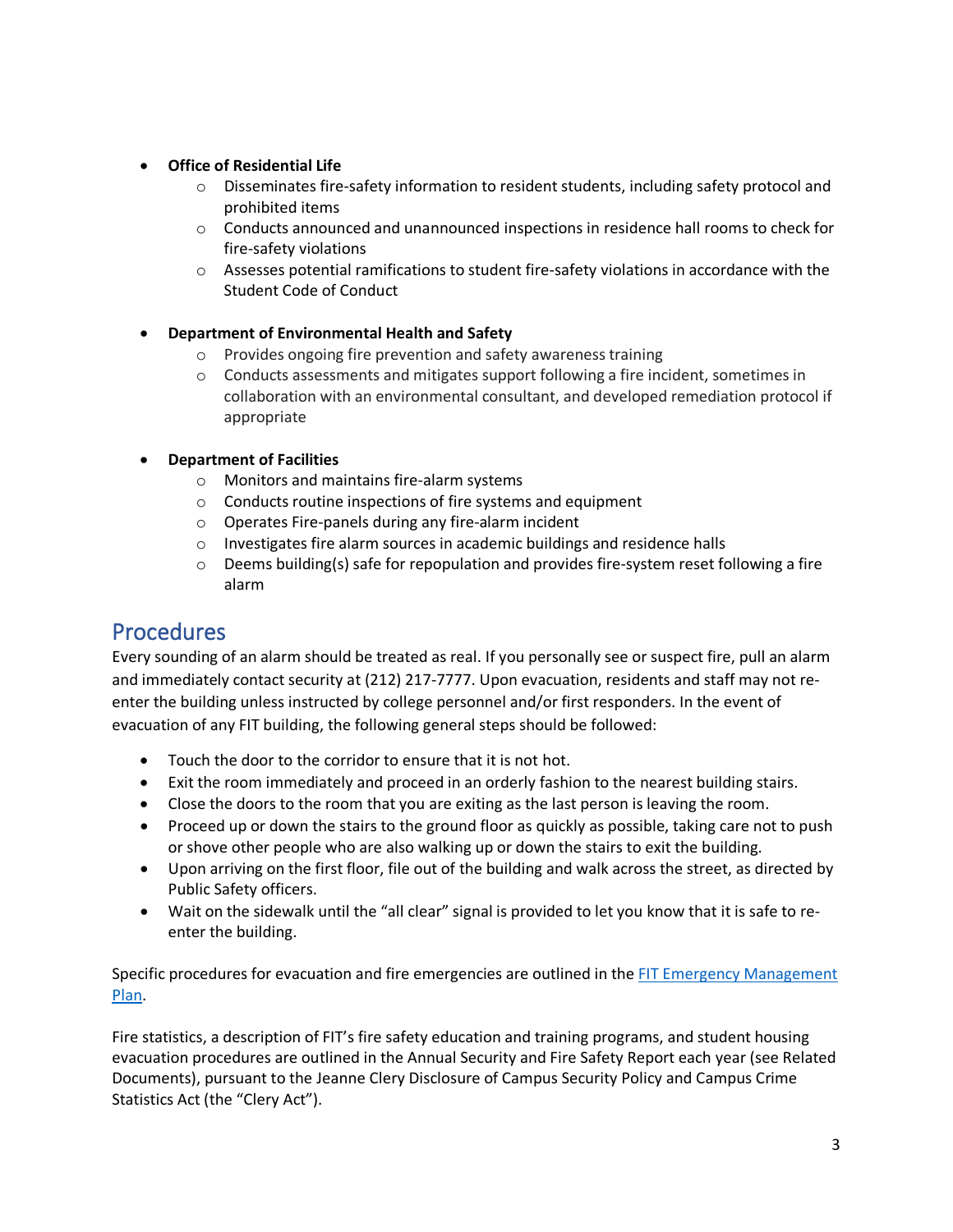- **Office of Residential Life**
    - Disseminates fire-safety information to resident students, including safety protocol and prohibited items
    - Conducts announced and unannounced inspections in residence hall rooms to check for fire-safety violations
    - Assesses potential ramifications to student fire-safety violations in accordance with the Student Code of Conduct

- **Department of Environmental Health and Safety**
    - Provides ongoing fire prevention and safety awareness training
    - Conducts assessments and mitigates support following a fire incident, sometimes in collaboration with an environmental consultant, and developed remediation protocol if appropriate

- **Department of Facilities**
    - Monitors and maintains fire-alarm systems
    - Conducts routine inspections of fire systems and equipment
    - Operates Fire-panels during any fire-alarm incident
    - Investigates fire alarm sources in academic buildings and residence halls
    - Deems building(s) safe for repopulation and provides fire-system reset following a fire alarm

## Procedures

Every sounding of an alarm should be treated as real. If you personally see or suspect fire, pull an alarm and immediately contact security at (212) 217-7777. Upon evacuation, residents and staff may not re-enter the building unless instructed by college personnel and/or first responders. In the event of evacuation of any FIT building, the following general steps should be followed:

- Touch the door to the corridor to ensure that it is not hot.
- Exit the room immediately and proceed in an orderly fashion to the nearest building stairs.
- Close the doors to the room that you are exiting as the last person is leaving the room.
- Proceed up or down the stairs to the ground floor as quickly as possible, taking care not to push or shove other people who are also walking up or down the stairs to exit the building.
- Upon arriving on the first floor, file out of the building and walk across the street, as directed by Public Safety officers.
- Wait on the sidewalk until the "all clear" signal is provided to let you know that it is safe to re-enter the building.

Specific procedures for evacuation and fire emergencies are outlined in the FIT Emergency Management Plan.

Fire statistics, a description of FIT's fire safety education and training programs, and student housing evacuation procedures are outlined in the Annual Security and Fire Safety Report each year (see Related Documents), pursuant to the Jeanne Clery Disclosure of Campus Security Policy and Campus Crime Statistics Act (the "Clery Act").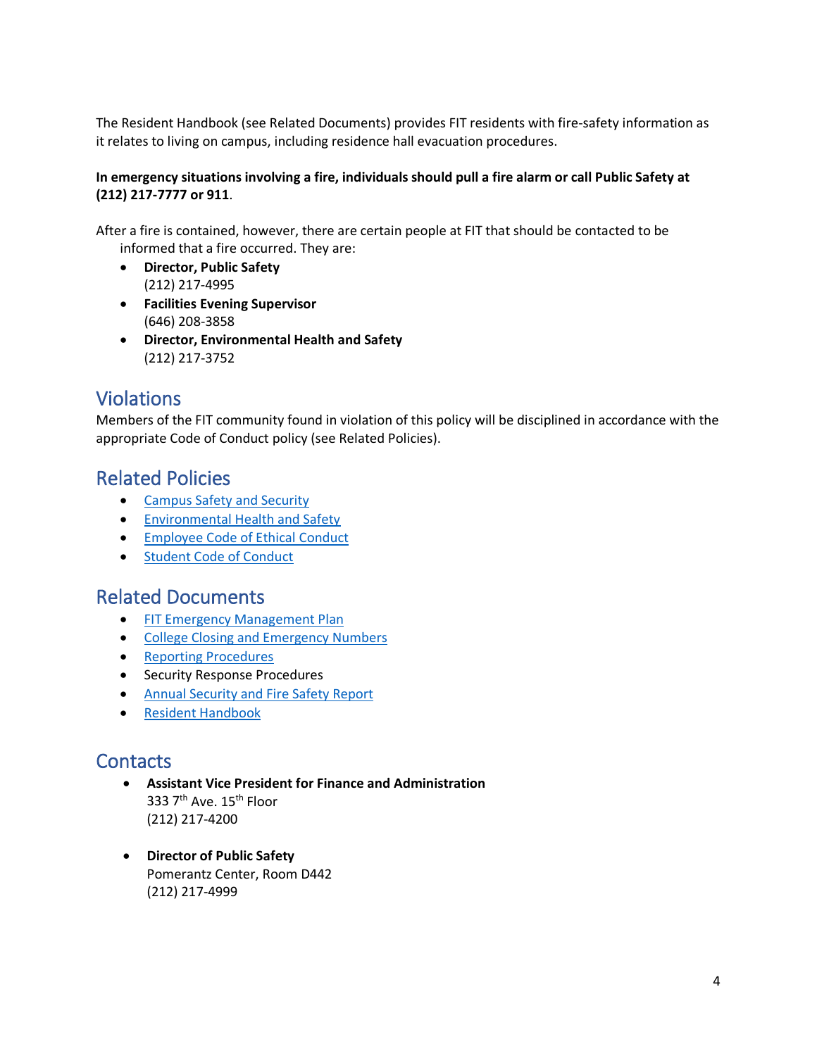The Resident Handbook (see Related Documents) provides FIT residents with fire-safety information as it relates to living on campus, including residence hall evacuation procedures.

**In emergency situations involving a fire, individuals should pull a fire alarm or call Public Safety at (212) 217-7777 or 911**.

After a fire is contained, however, there are certain people at FIT that should be contacted to be informed that a fire occurred. They are:

- **Director, Public Safety**
  (212) 217-4995
- **Facilities Evening Supervisor**
  (646) 208-3858
- **Director, Environmental Health and Safety**
  (212) 217-3752

## Violations

Members of the FIT community found in violation of this policy will be disciplined in accordance with the appropriate Code of Conduct policy (see Related Policies).

## Related Policies

- Campus Safety and Security
- Environmental Health and Safety
- Employee Code of Ethical Conduct
- Student Code of Conduct

## Related Documents

- FIT Emergency Management Plan
- College Closing and Emergency Numbers
- Reporting Procedures
- Security Response Procedures
- Annual Security and Fire Safety Report
- Resident Handbook

## Contacts

- **Assistant Vice President for Finance and Administration**
  333 7th Ave. 15th Floor
  (212) 217-4200

- **Director of Public Safety**
  Pomerantz Center, Room D442
  (212) 217-4999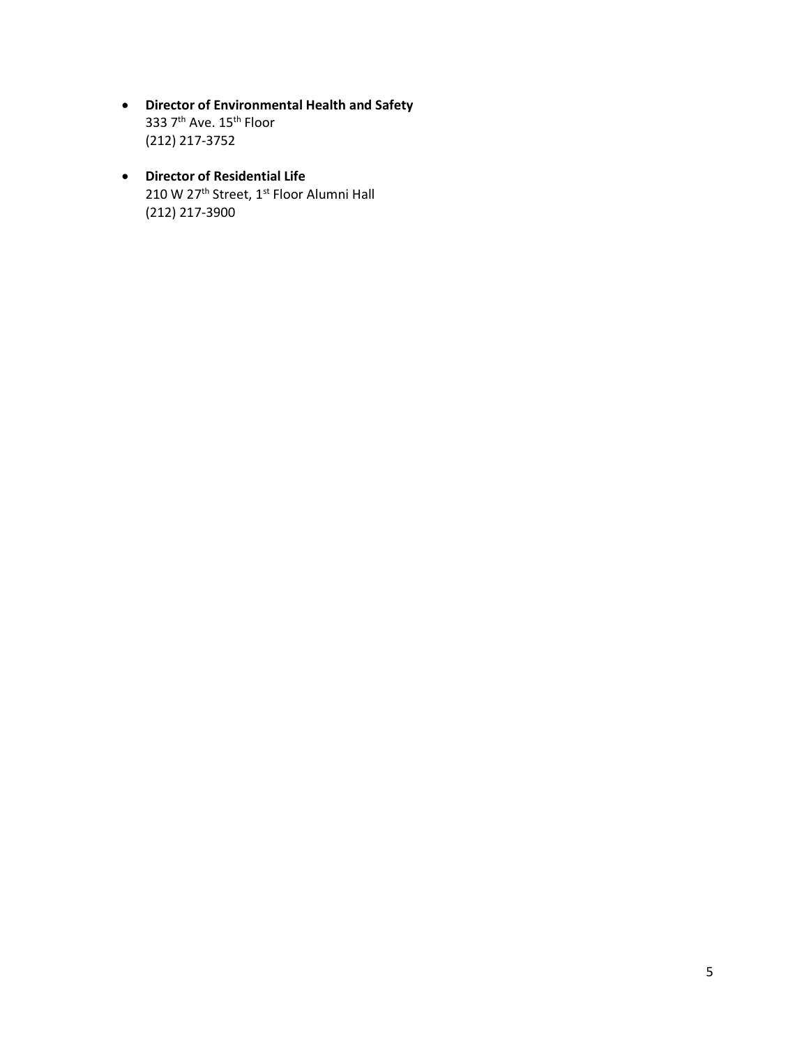- **Director of Environmental Health and Safety**
  333 7th Ave. 15th Floor
  (212) 217-3752

- **Director of Residential Life**
  210 W 27th Street, 1st Floor Alumni Hall
  (212) 217-3900